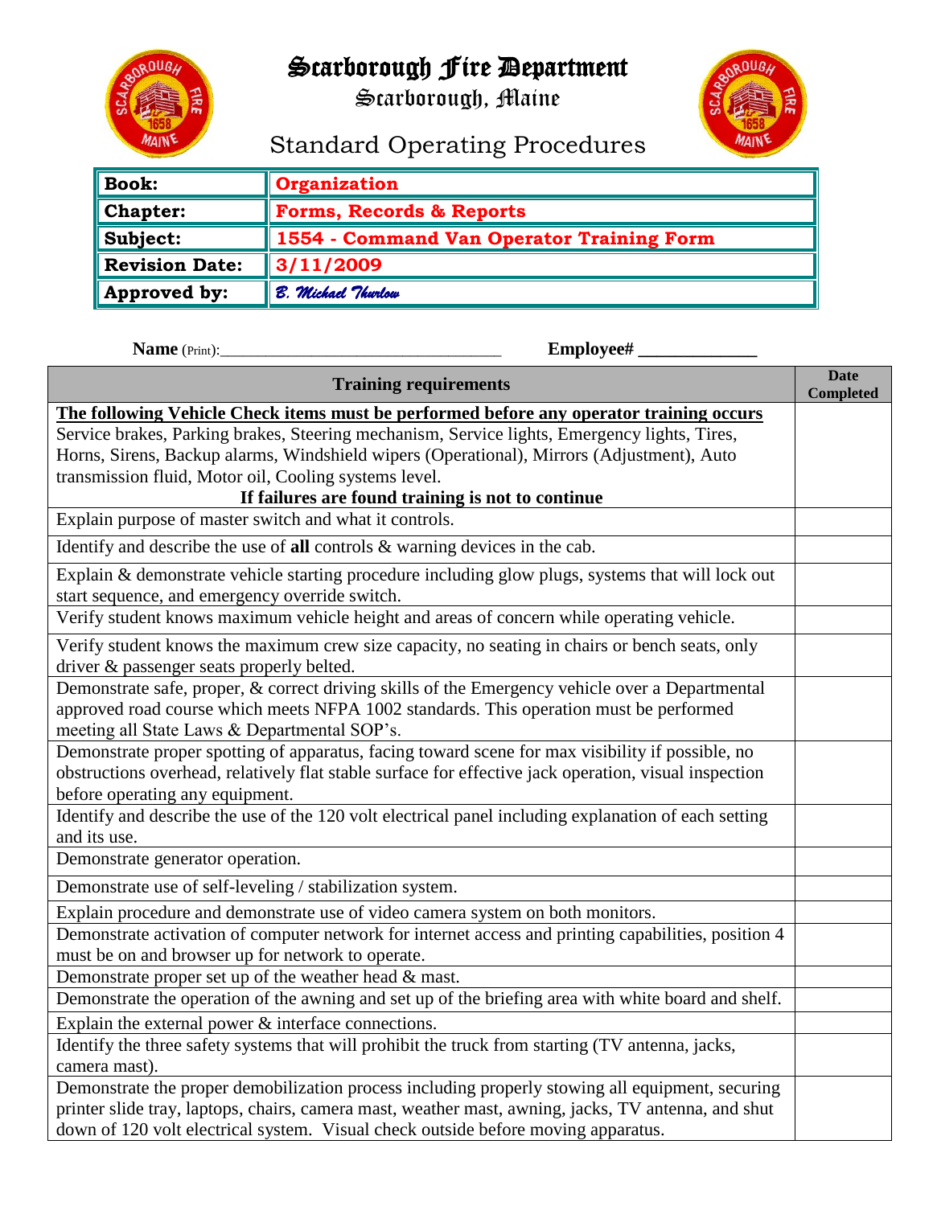# Scarborough Fire Department

Scarborough, Maine

## Standard Operating Procedures

| Book: | Organization |
|---|---|
| Chapter: | Forms, Records & Reports |
| Subject: | 1554 - Command Van Operator Training Form |
| Revision Date: | 3/11/2009 |
| Approved by: | *B. Michael Thurlow* |

**Name** (Print):_________________________________ **Employee# _____________**

| Training requirements | Date Completed |
|---|---|
| **The following Vehicle Check items must be performed before any operator training occurs** Service brakes, Parking brakes, Steering mechanism, Service lights, Emergency lights, Tires, Horns, Sirens, Backup alarms, Windshield wipers (Operational), Mirrors (Adjustment), Auto transmission fluid, Motor oil, Cooling systems level. **If failures are found training is not to continue** | |
| Explain purpose of master switch and what it controls. | |
| Identify and describe the use of **all** controls & warning devices in the cab. | |
| Explain & demonstrate vehicle starting procedure including glow plugs, systems that will lock out start sequence, and emergency override switch. | |
| Verify student knows maximum vehicle height and areas of concern while operating vehicle. | |
| Verify student knows the maximum crew size capacity, no seating in chairs or bench seats, only driver & passenger seats properly belted. | |
| Demonstrate safe, proper, & correct driving skills of the Emergency vehicle over a Departmental approved road course which meets NFPA 1002 standards. This operation must be performed meeting all State Laws & Departmental SOP's. | |
| Demonstrate proper spotting of apparatus, facing toward scene for max visibility if possible, no obstructions overhead, relatively flat stable surface for effective jack operation, visual inspection before operating any equipment. | |
| Identify and describe the use of the 120 volt electrical panel including explanation of each setting and its use. | |
| Demonstrate generator operation. | |
| Demonstrate use of self-leveling / stabilization system. | |
| Explain procedure and demonstrate use of video camera system on both monitors. | |
| Demonstrate activation of computer network for internet access and printing capabilities, position 4 must be on and browser up for network to operate. | |
| Demonstrate proper set up of the weather head & mast. | |
| Demonstrate the operation of the awning and set up of the briefing area with white board and shelf. | |
| Explain the external power & interface connections. | |
| Identify the three safety systems that will prohibit the truck from starting (TV antenna, jacks, camera mast). | |
| Demonstrate the proper demobilization process including properly stowing all equipment, securing printer slide tray, laptops, chairs, camera mast, weather mast, awning, jacks, TV antenna, and shut down of 120 volt electrical system. Visual check outside before moving apparatus. | |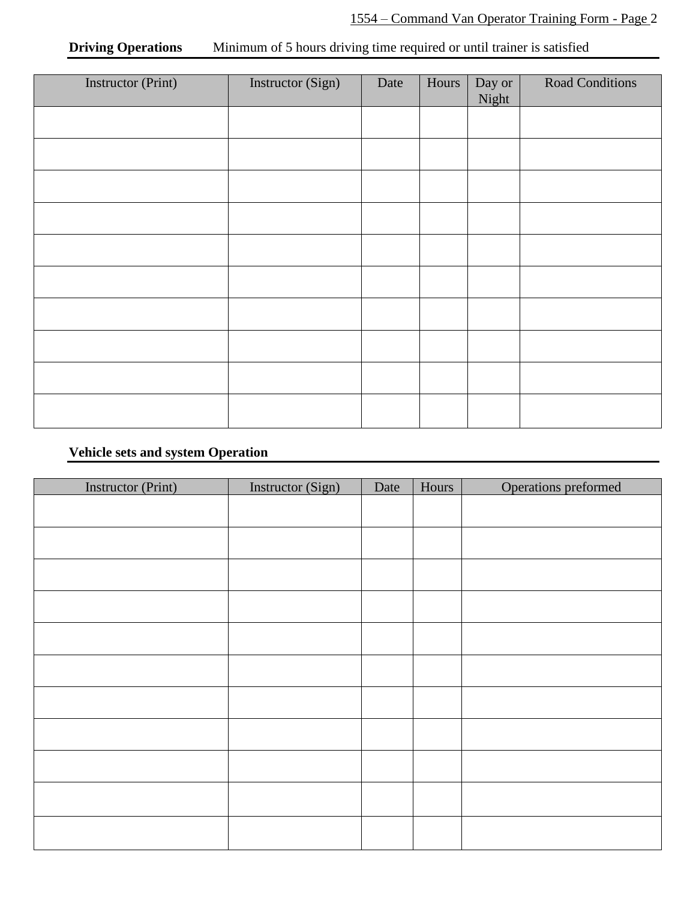**Driving Operations** Minimum of 5 hours driving time required or until trainer is satisfied

| Instructor (Print) | Instructor (Sign) | Date | Hours | Day or Night | Road Conditions |
|---|---|---|---|---|---|
| | | | | | |
| | | | | | |
| | | | | | |
| | | | | | |
| | | | | | |
| | | | | | |
| | | | | | |
| | | | | | |
| | | | | | |
| | | | | | |

**Vehicle sets and system Operation**

| Instructor (Print) | Instructor (Sign) | Date | Hours | Operations preformed |
|---|---|---|---|---|
| | | | | |
| | | | | |
| | | | | |
| | | | | |
| | | | | |
| | | | | |
| | | | | |
| | | | | |
| | | | | |
| | | | | |
| | | | | |